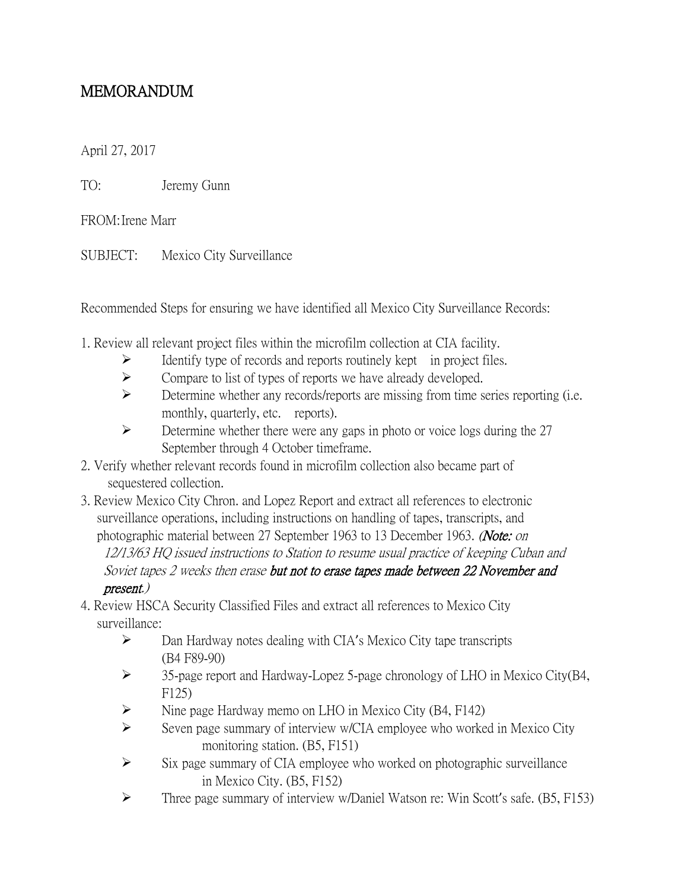# MEMORANDUM

April 27, 2017

TO: Jeremy Gunn

FROM: Irene Marr

SUBJECT: Mexico City Surveillance

Recommended Steps for ensuring we have identified all Mexico City Surveillance Records:

1. Review all relevant project files within the microfilm collection at CIA facility.
   - Identify type of records and reports routinely kept in project files.
   - Compare to list of types of reports we have already developed.
   - Determine whether any records/reports are missing from time series reporting (i.e. monthly, quarterly, etc. reports).
   - Determine whether there were any gaps in photo or voice logs during the 27 September through 4 October timeframe.
2. Verify whether relevant records found in microfilm collection also became part of sequestered collection.
3. Review Mexico City Chron. and Lopez Report and extract all references to electronic surveillance operations, including instructions on handling of tapes, transcripts, and photographic material between 27 September 1963 to 13 December 1963. *(**Note:** on 12/13/63 HQ issued instructions to Station to resume usual practice of keeping Cuban and Soviet tapes 2 weeks then erase **but not to erase tapes made between 22 November and present.**)*
4. Review HSCA Security Classified Files and extract all references to Mexico City surveillance:
   - Dan Hardway notes dealing with CIA's Mexico City tape transcripts (B4 F89-90)
   - 35-page report and Hardway-Lopez 5-page chronology of LHO in Mexico City(B4, F125)
   - Nine page Hardway memo on LHO in Mexico City (B4, F142)
   - Seven page summary of interview w/CIA employee who worked in Mexico City monitoring station. (B5, F151)
   - Six page summary of CIA employee who worked on photographic surveillance in Mexico City. (B5, F152)
   - Three page summary of interview w/Daniel Watson re: Win Scott's safe. (B5, F153)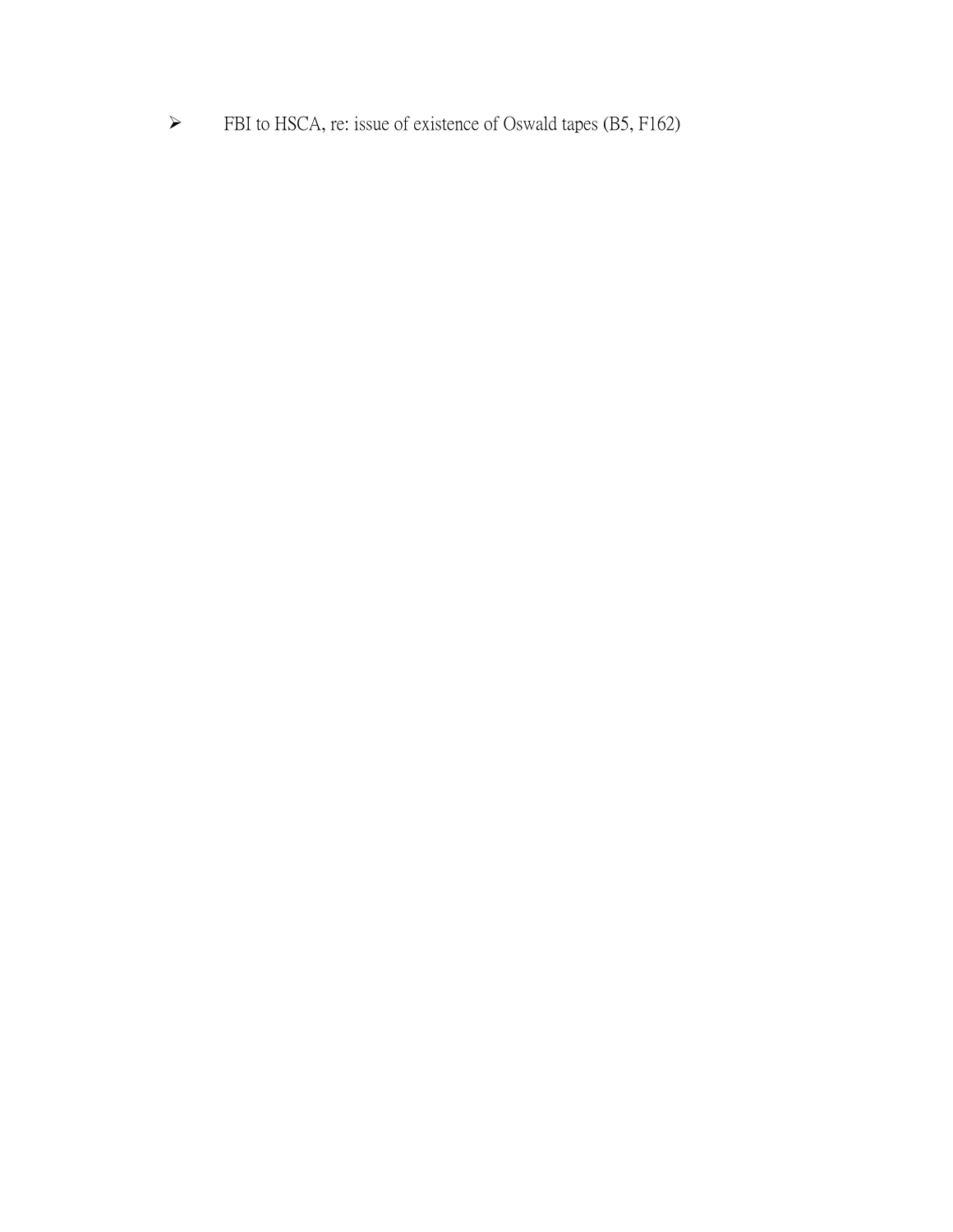- FBI to HSCA, re: issue of existence of Oswald tapes (B5, F162)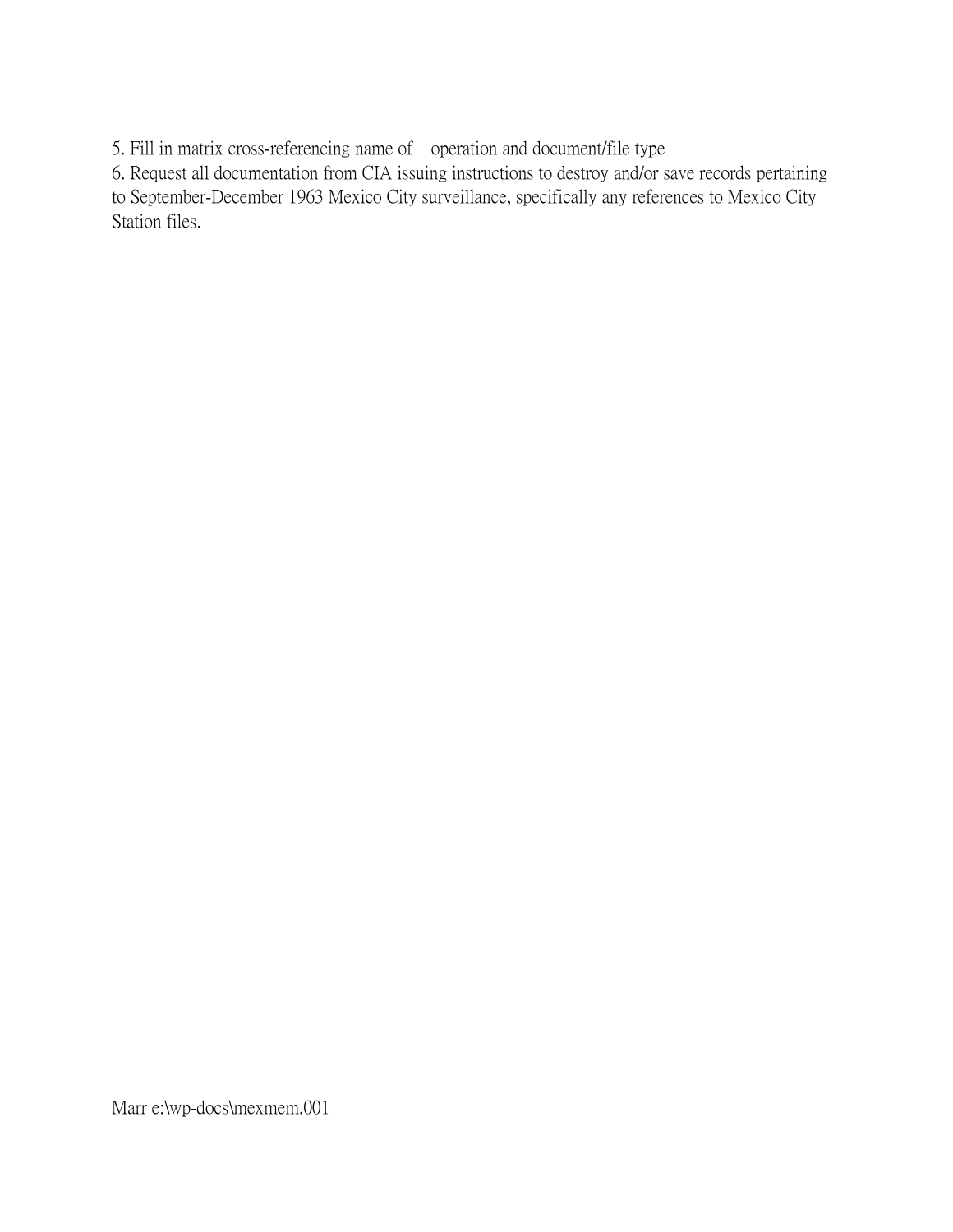5. Fill in matrix cross-referencing name of operation and document/file type
6. Request all documentation from CIA issuing instructions to destroy and/or save records pertaining to September-December 1963 Mexico City surveillance, specifically any references to Mexico City Station files.

Marr e:\wp-docs\mexmem.001